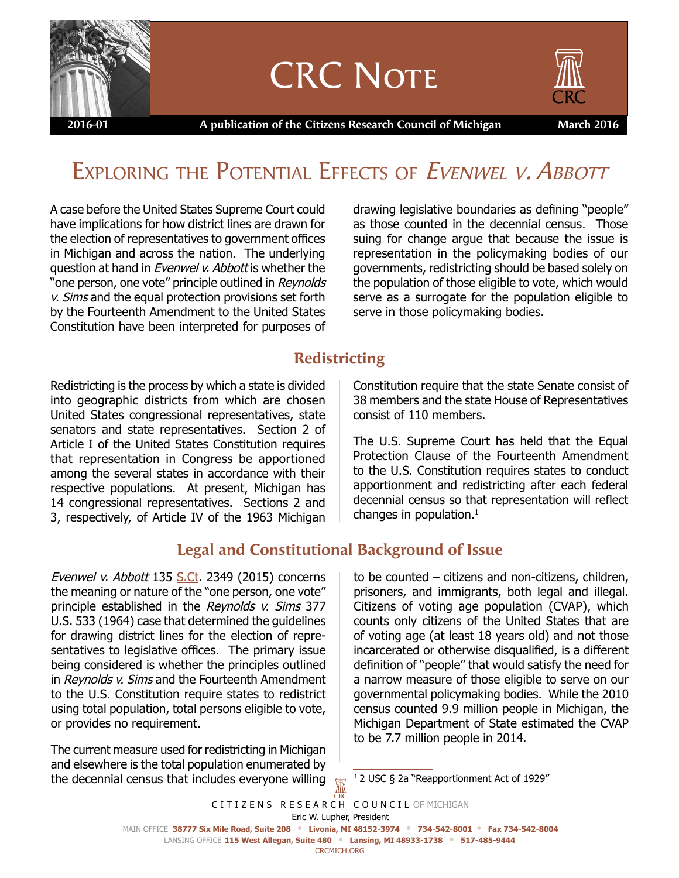# CRC Note

**2016-01** | **A publication of the Citizens Research Council of Michigan** | **March 2016**

# Exploring the Potential Effects of *Evenwel v. Abbott*

A case before the United States Supreme Court could have implications for how district lines are drawn for the election of representatives to government offices in Michigan and across the nation. The underlying question at hand in *Evenwel v. Abbott* is whether the "one person, one vote" principle outlined in *Reynolds v. Sims* and the equal protection provisions set forth by the Fourteenth Amendment to the United States Constitution have been interpreted for purposes of drawing legislative boundaries as defining "people" as those counted in the decennial census. Those suing for change argue that because the issue is representation in the policymaking bodies of our governments, redistricting should be based solely on the population of those eligible to vote, which would serve as a surrogate for the population eligible to serve in those policymaking bodies.

## Redistricting

Redistricting is the process by which a state is divided into geographic districts from which are chosen United States congressional representatives, state senators and state representatives. Section 2 of Article I of the United States Constitution requires that representation in Congress be apportioned among the several states in accordance with their respective populations. At present, Michigan has 14 congressional representatives. Sections 2 and 3, respectively, of Article IV of the 1963 Michigan Constitution require that the state Senate consist of 38 members and the state House of Representatives consist of 110 members.

The U.S. Supreme Court has held that the Equal Protection Clause of the Fourteenth Amendment to the U.S. Constitution requires states to conduct apportionment and redistricting after each federal decennial census so that representation will reflect changes in population.[1]

## Legal and Constitutional Background of Issue

*Evenwel v. Abbott* 135 S.Ct. 2349 (2015) concerns the meaning or nature of the "one person, one vote" principle established in the *Reynolds v. Sims* 377 U.S. 533 (1964) case that determined the guidelines for drawing district lines for the election of representatives to legislative offices. The primary issue being considered is whether the principles outlined in *Reynolds v. Sims* and the Fourteenth Amendment to the U.S. Constitution require states to redistrict using total population, total persons eligible to vote, or provides no requirement.

The current measure used for redistricting in Michigan and elsewhere is the total population enumerated by the decennial census that includes everyone willing to be counted – citizens and non-citizens, children, prisoners, and immigrants, both legal and illegal. Citizens of voting age population (CVAP), which counts only citizens of the United States that are of voting age (at least 18 years old) and not those incarcerated or otherwise disqualified, is a different definition of "people" that would satisfy the need for a narrow measure of those eligible to serve on our governmental policymaking bodies. While the 2010 census counted 9.9 million people in Michigan, the Michigan Department of State estimated the CVAP to be 7.7 million people in 2014.

[1] 2 USC § 2a "Reapportionment Act of 1929"

CITIZENS RESEARCH COUNCIL OF MICHIGAN
Eric W. Lupher, President
MAIN OFFICE **38777 Six Mile Road, Suite 208 • Livonia, MI 48152-3974 • 734-542-8001 • Fax 734-542-8004**
LANSING OFFICE **115 West Allegan, Suite 480 • Lansing, MI 48933-1738 • 517-485-9444**
CRCMICH.ORG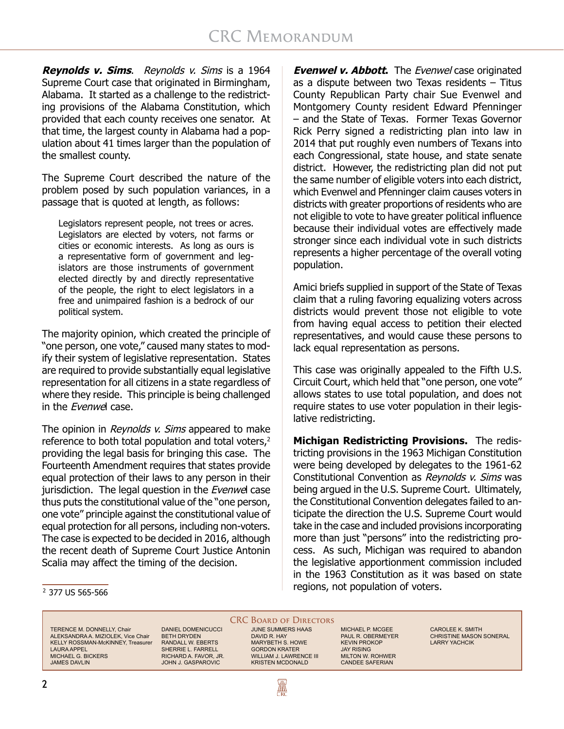***Reynolds v. Sims***. *Reynolds v. Sims* is a 1964 Supreme Court case that originated in Birmingham, Alabama. It started as a challenge to the redistricting provisions of the Alabama Constitution, which provided that each county receives one senator. At that time, the largest county in Alabama had a population about 41 times larger than the population of the smallest county.

The Supreme Court described the nature of the problem posed by such population variances, in a passage that is quoted at length, as follows:

> Legislators represent people, not trees or acres. Legislators are elected by voters, not farms or cities or economic interests. As long as ours is a representative form of government and legislators are those instruments of government elected directly by and directly representative of the people, the right to elect legislators in a free and unimpaired fashion is a bedrock of our political system.

The majority opinion, which created the principle of "one person, one vote," caused many states to modify their system of legislative representation. States are required to provide substantially equal legislative representation for all citizens in a state regardless of where they reside. This principle is being challenged in the *Evenwel* case.

The opinion in *Reynolds v. Sims* appeared to make reference to both total population and total voters,[2] providing the legal basis for bringing this case. The Fourteenth Amendment requires that states provide equal protection of their laws to any person in their jurisdiction. The legal question in the *Evenwel* case thus puts the constitutional value of the "one person, one vote" principle against the constitutional value of equal protection for all persons, including non-voters. The case is expected to be decided in 2016, although the recent death of Supreme Court Justice Antonin Scalia may affect the timing of the decision.

[2] 377 US 565-566

***Evenwel v. Abbott.*** The *Evenwel* case originated as a dispute between two Texas residents – Titus County Republican Party chair Sue Evenwel and Montgomery County resident Edward Pfenninger – and the State of Texas. Former Texas Governor Rick Perry signed a redistricting plan into law in 2014 that put roughly even numbers of Texans into each Congressional, state house, and state senate district. However, the redistricting plan did not put the same number of eligible voters into each district, which Evenwel and Pfenninger claim causes voters in districts with greater proportions of residents who are not eligible to vote to have greater political influence because their individual votes are effectively made stronger since each individual vote in such districts represents a higher percentage of the overall voting population.

Amici briefs supplied in support of the State of Texas claim that a ruling favoring equalizing voters across districts would prevent those not eligible to vote from having equal access to petition their elected representatives, and would cause these persons to lack equal representation as persons.

This case was originally appealed to the Fifth U.S. Circuit Court, which held that "one person, one vote" allows states to use total population, and does not require states to use voter population in their legislative redistricting.

**Michigan Redistricting Provisions.** The redistricting provisions in the 1963 Michigan Constitution were being developed by delegates to the 1961-62 Constitutional Convention as *Reynolds v. Sims* was being argued in the U.S. Supreme Court. Ultimately, the Constitutional Convention delegates failed to anticipate the direction the U.S. Supreme Court would take in the case and included provisions incorporating more than just "persons" into the redistricting process. As such, Michigan was required to abandon the legislative apportionment commission included in the 1963 Constitution as it was based on state regions, not population of voters.

**CRC Board of Directors**

TERENCE M. DONNELLY, Chair
ALEKSANDRA A. MIZIOLEK, Vice Chair
KELLY ROSSMAN-McKINNEY, Treasurer
LAURA APPEL
MICHAEL G. BICKERS
JAMES DAVLIN
DANIEL DOMENICUCCI
BETH DRYDEN
RANDALL W. EBERTS
SHERRIE L. FARRELL
RICHARD A. FAVOR, JR.
JOHN J. GASPAROVIC
JUNE SUMMERS HAAS
DAVID R. HAY
MARYBETH S. HOWE
GORDON KRATER
WILLIAM J. LAWRENCE III
KRISTEN MCDONALD
MICHAEL P. MCGEE
PAUL R. OBERMEYER
KEVIN PROKOP
JAY RISING
MILTON W. ROHWER
CANDEE SAFERIAN
CAROLEE K. SMITH
CHRISTINE MASON SONERAL
LARRY YACHCIK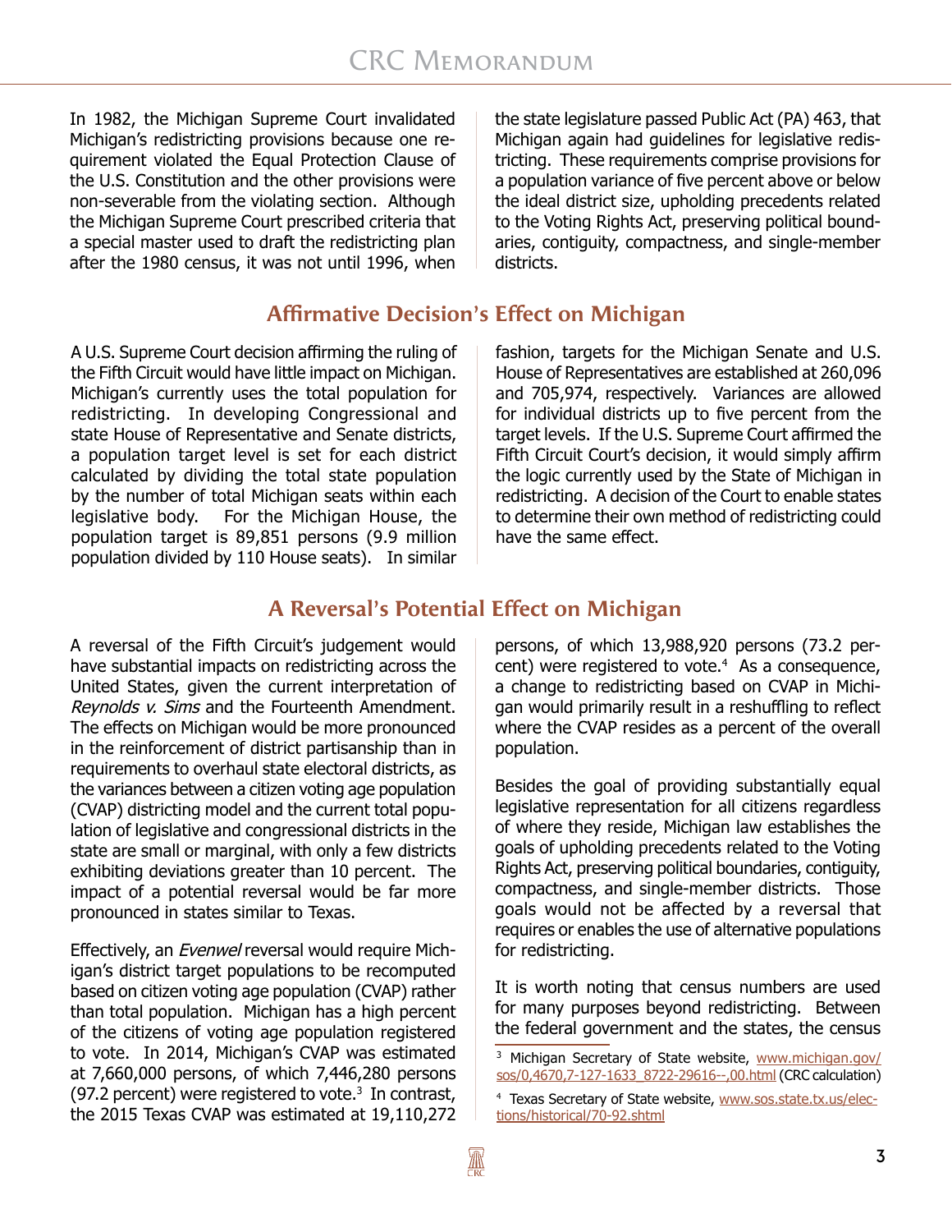In 1982, the Michigan Supreme Court invalidated Michigan's redistricting provisions because one requirement violated the Equal Protection Clause of the U.S. Constitution and the other provisions were non-severable from the violating section. Although the Michigan Supreme Court prescribed criteria that a special master used to draft the redistricting plan after the 1980 census, it was not until 1996, when the state legislature passed Public Act (PA) 463, that Michigan again had guidelines for legislative redistricting. These requirements comprise provisions for a population variance of five percent above or below the ideal district size, upholding precedents related to the Voting Rights Act, preserving political boundaries, contiguity, compactness, and single-member districts.

## Affirmative Decision's Effect on Michigan

A U.S. Supreme Court decision affirming the ruling of the Fifth Circuit would have little impact on Michigan. Michigan's currently uses the total population for redistricting. In developing Congressional and state House of Representative and Senate districts, a population target level is set for each district calculated by dividing the total state population by the number of total Michigan seats within each legislative body. For the Michigan House, the population target is 89,851 persons (9.9 million population divided by 110 House seats). In similar fashion, targets for the Michigan Senate and U.S. House of Representatives are established at 260,096 and 705,974, respectively. Variances are allowed for individual districts up to five percent from the target levels. If the U.S. Supreme Court affirmed the Fifth Circuit Court's decision, it would simply affirm the logic currently used by the State of Michigan in redistricting. A decision of the Court to enable states to determine their own method of redistricting could have the same effect.

## A Reversal's Potential Effect on Michigan

A reversal of the Fifth Circuit's judgement would have substantial impacts on redistricting across the United States, given the current interpretation of *Reynolds v. Sims* and the Fourteenth Amendment. The effects on Michigan would be more pronounced in the reinforcement of district partisanship than in requirements to overhaul state electoral districts, as the variances between a citizen voting age population (CVAP) districting model and the current total population of legislative and congressional districts in the state are small or marginal, with only a few districts exhibiting deviations greater than 10 percent. The impact of a potential reversal would be far more pronounced in states similar to Texas.

Effectively, an *Evenwel* reversal would require Michigan's district target populations to be recomputed based on citizen voting age population (CVAP) rather than total population. Michigan has a high percent of the citizens of voting age population registered to vote. In 2014, Michigan's CVAP was estimated at 7,660,000 persons, of which 7,446,280 persons (97.2 percent) were registered to vote.[3] In contrast, the 2015 Texas CVAP was estimated at 19,110,272 persons, of which 13,988,920 persons (73.2 percent) were registered to vote.[4] As a consequence, a change to redistricting based on CVAP in Michigan would primarily result in a reshuffling to reflect where the CVAP resides as a percent of the overall population.

Besides the goal of providing substantially equal legislative representation for all citizens regardless of where they reside, Michigan law establishes the goals of upholding precedents related to the Voting Rights Act, preserving political boundaries, contiguity, compactness, and single-member districts. Those goals would not be affected by a reversal that requires or enables the use of alternative populations for redistricting.

It is worth noting that census numbers are used for many purposes beyond redistricting. Between the federal government and the states, the census

---

[3] Michigan Secretary of State website, www.michigan.gov/sos/0,4670,7-127-1633_8722-29616--,00.html (CRC calculation)

[4] Texas Secretary of State website, www.sos.state.tx.us/elections/historical/70-92.shtml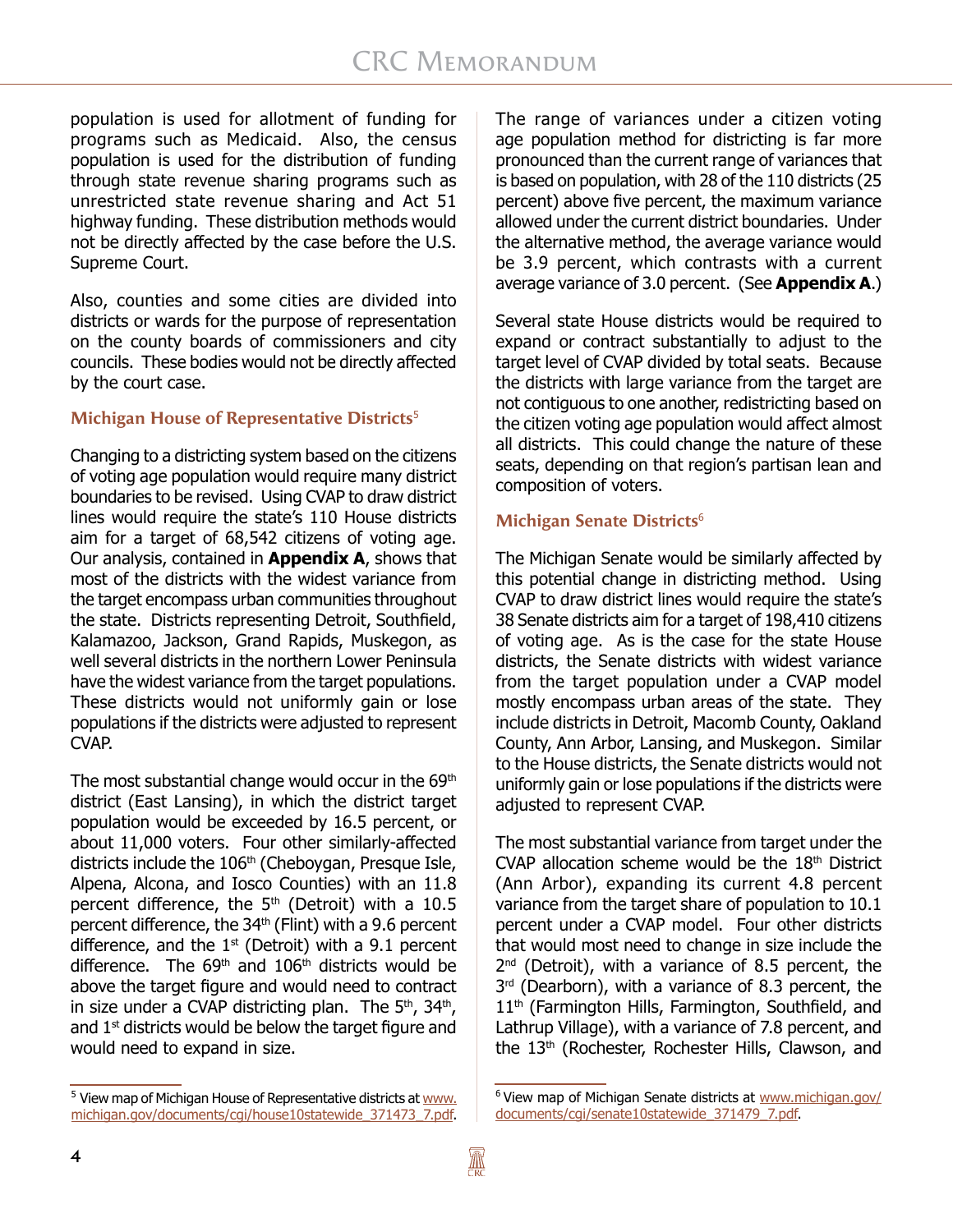population is used for allotment of funding for programs such as Medicaid. Also, the census population is used for the distribution of funding through state revenue sharing programs such as unrestricted state revenue sharing and Act 51 highway funding. These distribution methods would not be directly affected by the case before the U.S. Supreme Court.

Also, counties and some cities are divided into districts or wards for the purpose of representation on the county boards of commissioners and city councils. These bodies would not be directly affected by the court case.

### Michigan House of Representative Districts[5]

Changing to a districting system based on the citizens of voting age population would require many district boundaries to be revised. Using CVAP to draw district lines would require the state's 110 House districts aim for a target of 68,542 citizens of voting age. Our analysis, contained in **Appendix A**, shows that most of the districts with the widest variance from the target encompass urban communities throughout the state. Districts representing Detroit, Southfield, Kalamazoo, Jackson, Grand Rapids, Muskegon, as well several districts in the northern Lower Peninsula have the widest variance from the target populations. These districts would not uniformly gain or lose populations if the districts were adjusted to represent CVAP.

The most substantial change would occur in the 69th district (East Lansing), in which the district target population would be exceeded by 16.5 percent, or about 11,000 voters. Four other similarly-affected districts include the 106th (Cheboygan, Presque Isle, Alpena, Alcona, and Iosco Counties) with an 11.8 percent difference, the 5th (Detroit) with a 10.5 percent difference, the 34th (Flint) with a 9.6 percent difference, and the 1st (Detroit) with a 9.1 percent difference. The 69th and 106th districts would be above the target figure and would need to contract in size under a CVAP districting plan. The 5th, 34th, and 1st districts would be below the target figure and would need to expand in size.

The range of variances under a citizen voting age population method for districting is far more pronounced than the current range of variances that is based on population, with 28 of the 110 districts (25 percent) above five percent, the maximum variance allowed under the current district boundaries. Under the alternative method, the average variance would be 3.9 percent, which contrasts with a current average variance of 3.0 percent. (See **Appendix A**.)

Several state House districts would be required to expand or contract substantially to adjust to the target level of CVAP divided by total seats. Because the districts with large variance from the target are not contiguous to one another, redistricting based on the citizen voting age population would affect almost all districts. This could change the nature of these seats, depending on that region's partisan lean and composition of voters.

### Michigan Senate Districts[6]

The Michigan Senate would be similarly affected by this potential change in districting method. Using CVAP to draw district lines would require the state's 38 Senate districts aim for a target of 198,410 citizens of voting age. As is the case for the state House districts, the Senate districts with widest variance from the target population under a CVAP model mostly encompass urban areas of the state. They include districts in Detroit, Macomb County, Oakland County, Ann Arbor, Lansing, and Muskegon. Similar to the House districts, the Senate districts would not uniformly gain or lose populations if the districts were adjusted to represent CVAP.

The most substantial variance from target under the CVAP allocation scheme would be the 18th District (Ann Arbor), expanding its current 4.8 percent variance from the target share of population to 10.1 percent under a CVAP model. Four other districts that would most need to change in size include the 2nd (Detroit), with a variance of 8.5 percent, the 3rd (Dearborn), with a variance of 8.3 percent, the 11th (Farmington Hills, Farmington, Southfield, and Lathrup Village), with a variance of 7.8 percent, and the 13th (Rochester, Rochester Hills, Clawson, and

---

[5] View map of Michigan House of Representative districts at www.michigan.gov/documents/cgi/house10statewide_371473_7.pdf.

[6] View map of Michigan Senate districts at www.michigan.gov/documents/cgi/senate10statewide_371479_7.pdf.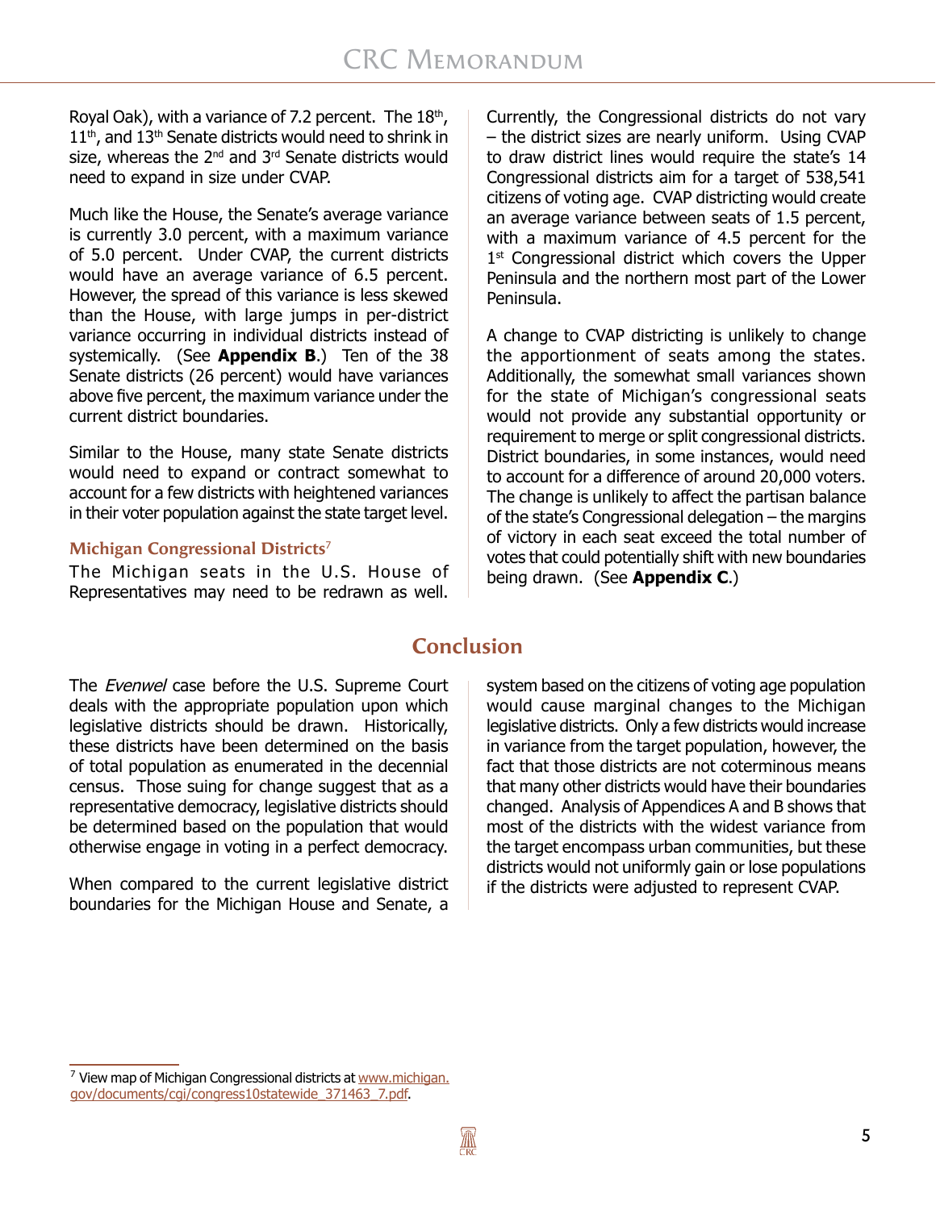Royal Oak), with a variance of 7.2 percent. The 18th, 11th, and 13th Senate districts would need to shrink in size, whereas the 2nd and 3rd Senate districts would need to expand in size under CVAP.

Much like the House, the Senate's average variance is currently 3.0 percent, with a maximum variance of 5.0 percent. Under CVAP, the current districts would have an average variance of 6.5 percent. However, the spread of this variance is less skewed than the House, with large jumps in per-district variance occurring in individual districts instead of systemically. (See **Appendix B**.) Ten of the 38 Senate districts (26 percent) would have variances above five percent, the maximum variance under the current district boundaries.

Similar to the House, many state Senate districts would need to expand or contract somewhat to account for a few districts with heightened variances in their voter population against the state target level.

### Michigan Congressional Districts[7]

The Michigan seats in the U.S. House of Representatives may need to be redrawn as well. Currently, the Congressional districts do not vary – the district sizes are nearly uniform. Using CVAP to draw district lines would require the state's 14 Congressional districts aim for a target of 538,541 citizens of voting age. CVAP districting would create an average variance between seats of 1.5 percent, with a maximum variance of 4.5 percent for the 1st Congressional district which covers the Upper Peninsula and the northern most part of the Lower Peninsula.

A change to CVAP districting is unlikely to change the apportionment of seats among the states. Additionally, the somewhat small variances shown for the state of Michigan's congressional seats would not provide any substantial opportunity or requirement to merge or split congressional districts. District boundaries, in some instances, would need to account for a difference of around 20,000 voters. The change is unlikely to affect the partisan balance of the state's Congressional delegation – the margins of victory in each seat exceed the total number of votes that could potentially shift with new boundaries being drawn. (See **Appendix C**.)

## Conclusion

The *Evenwel* case before the U.S. Supreme Court deals with the appropriate population upon which legislative districts should be drawn. Historically, these districts have been determined on the basis of total population as enumerated in the decennial census. Those suing for change suggest that as a representative democracy, legislative districts should be determined based on the population that would otherwise engage in voting in a perfect democracy.

When compared to the current legislative district boundaries for the Michigan House and Senate, a system based on the citizens of voting age population would cause marginal changes to the Michigan legislative districts. Only a few districts would increase in variance from the target population, however, the fact that those districts are not coterminous means that many other districts would have their boundaries changed. Analysis of Appendices A and B shows that most of the districts with the widest variance from the target encompass urban communities, but these districts would not uniformly gain or lose populations if the districts were adjusted to represent CVAP.

---

[7] View map of Michigan Congressional districts at www.michigan.gov/documents/cgi/congress10statewide_371463_7.pdf.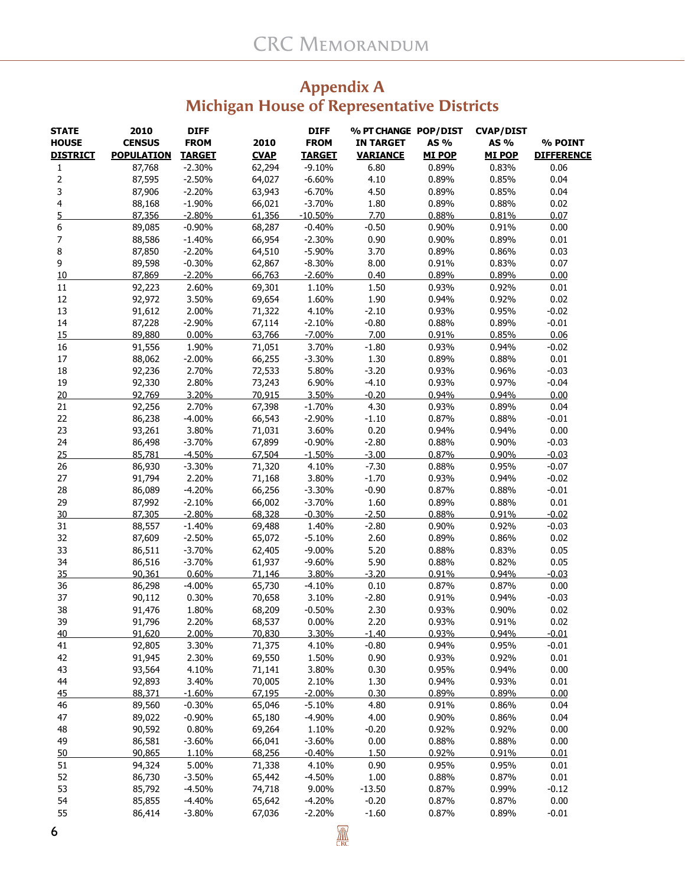## Appendix A
## Michigan House of Representative Districts

| STATE HOUSE DISTRICT | 2010 CENSUS POPULATION | DIFF FROM TARGET | 2010 CVAP | DIFF FROM TARGET | % PT CHANGE IN TARGET VARIANCE | POP/DIST AS % MI POP | CVAP/DIST AS % MI POP | % POINT DIFFERENCE |
|---|---|---|---|---|---|---|---|---|
| 1 | 87,768 | -2.30% | 62,294 | -9.10% | 6.80 | 0.89% | 0.83% | 0.06 |
| 2 | 87,595 | -2.50% | 64,027 | -6.60% | 4.10 | 0.89% | 0.85% | 0.04 |
| 3 | 87,906 | -2.20% | 63,943 | -6.70% | 4.50 | 0.89% | 0.85% | 0.04 |
| 4 | 88,168 | -1.90% | 66,021 | -3.70% | 1.80 | 0.89% | 0.88% | 0.02 |
| 5 | 87,356 | -2.80% | 61,356 | -10.50% | 7.70 | 0.88% | 0.81% | 0.07 |
| 6 | 89,085 | -0.90% | 68,287 | -0.40% | -0.50 | 0.90% | 0.91% | 0.00 |
| 7 | 88,586 | -1.40% | 66,954 | -2.30% | 0.90 | 0.90% | 0.89% | 0.01 |
| 8 | 87,850 | -2.20% | 64,510 | -5.90% | 3.70 | 0.89% | 0.86% | 0.03 |
| 9 | 89,598 | -0.30% | 62,867 | -8.30% | 8.00 | 0.91% | 0.83% | 0.07 |
| 10 | 87,869 | -2.20% | 66,763 | -2.60% | 0.40 | 0.89% | 0.89% | 0.00 |
| 11 | 92,223 | 2.60% | 69,301 | 1.10% | 1.50 | 0.93% | 0.92% | 0.01 |
| 12 | 92,972 | 3.50% | 69,654 | 1.60% | 1.90 | 0.94% | 0.92% | 0.02 |
| 13 | 91,612 | 2.00% | 71,322 | 4.10% | -2.10 | 0.93% | 0.95% | -0.02 |
| 14 | 87,228 | -2.90% | 67,114 | -2.10% | -0.80 | 0.88% | 0.89% | -0.01 |
| 15 | 89,880 | 0.00% | 63,766 | -7.00% | 7.00 | 0.91% | 0.85% | 0.06 |
| 16 | 91,556 | 1.90% | 71,051 | 3.70% | -1.80 | 0.93% | 0.94% | -0.02 |
| 17 | 88,062 | -2.00% | 66,255 | -3.30% | 1.30 | 0.89% | 0.88% | 0.01 |
| 18 | 92,236 | 2.70% | 72,533 | 5.80% | -3.20 | 0.93% | 0.96% | -0.03 |
| 19 | 92,330 | 2.80% | 73,243 | 6.90% | -4.10 | 0.93% | 0.97% | -0.04 |
| 20 | 92,769 | 3.20% | 70,915 | 3.50% | -0.20 | 0.94% | 0.94% | 0.00 |
| 21 | 92,256 | 2.70% | 67,398 | -1.70% | 4.30 | 0.93% | 0.89% | 0.04 |
| 22 | 86,238 | -4.00% | 66,543 | -2.90% | -1.10 | 0.87% | 0.88% | -0.01 |
| 23 | 93,261 | 3.80% | 71,031 | 3.60% | 0.20 | 0.94% | 0.94% | 0.00 |
| 24 | 86,498 | -3.70% | 67,899 | -0.90% | -2.80 | 0.88% | 0.90% | -0.03 |
| 25 | 85,781 | -4.50% | 67,504 | -1.50% | -3.00 | 0.87% | 0.90% | -0.03 |
| 26 | 86,930 | -3.30% | 71,320 | 4.10% | -7.30 | 0.88% | 0.95% | -0.07 |
| 27 | 91,794 | 2.20% | 71,168 | 3.80% | -1.70 | 0.93% | 0.94% | -0.02 |
| 28 | 86,089 | -4.20% | 66,256 | -3.30% | -0.90 | 0.87% | 0.88% | -0.01 |
| 29 | 87,992 | -2.10% | 66,002 | -3.70% | 1.60 | 0.89% | 0.88% | 0.01 |
| 30 | 87,305 | -2.80% | 68,328 | -0.30% | -2.50 | 0.88% | 0.91% | -0.02 |
| 31 | 88,557 | -1.40% | 69,488 | 1.40% | -2.80 | 0.90% | 0.92% | -0.03 |
| 32 | 87,609 | -2.50% | 65,072 | -5.10% | 2.60 | 0.89% | 0.86% | 0.02 |
| 33 | 86,511 | -3.70% | 62,405 | -9.00% | 5.20 | 0.88% | 0.83% | 0.05 |
| 34 | 86,516 | -3.70% | 61,937 | -9.60% | 5.90 | 0.88% | 0.82% | 0.05 |
| 35 | 90,361 | 0.60% | 71,146 | 3.80% | -3.20 | 0.91% | 0.94% | -0.03 |
| 36 | 86,298 | -4.00% | 65,730 | -4.10% | 0.10 | 0.87% | 0.87% | 0.00 |
| 37 | 90,112 | 0.30% | 70,658 | 3.10% | -2.80 | 0.91% | 0.94% | -0.03 |
| 38 | 91,476 | 1.80% | 68,209 | -0.50% | 2.30 | 0.93% | 0.90% | 0.02 |
| 39 | 91,796 | 2.20% | 68,537 | 0.00% | 2.20 | 0.93% | 0.91% | 0.02 |
| 40 | 91,620 | 2.00% | 70,830 | 3.30% | -1.40 | 0.93% | 0.94% | -0.01 |
| 41 | 92,805 | 3.30% | 71,375 | 4.10% | -0.80 | 0.94% | 0.95% | -0.01 |
| 42 | 91,945 | 2.30% | 69,550 | 1.50% | 0.90 | 0.93% | 0.92% | 0.01 |
| 43 | 93,564 | 4.10% | 71,141 | 3.80% | 0.30 | 0.95% | 0.94% | 0.00 |
| 44 | 92,893 | 3.40% | 70,005 | 2.10% | 1.30 | 0.94% | 0.93% | 0.01 |
| 45 | 88,371 | -1.60% | 67,195 | -2.00% | 0.30 | 0.89% | 0.89% | 0.00 |
| 46 | 89,560 | -0.30% | 65,046 | -5.10% | 4.80 | 0.91% | 0.86% | 0.04 |
| 47 | 89,022 | -0.90% | 65,180 | -4.90% | 4.00 | 0.90% | 0.86% | 0.04 |
| 48 | 90,592 | 0.80% | 69,264 | 1.10% | -0.20 | 0.92% | 0.92% | 0.00 |
| 49 | 86,581 | -3.60% | 66,041 | -3.60% | 0.00 | 0.88% | 0.88% | 0.00 |
| 50 | 90,865 | 1.10% | 68,256 | -0.40% | 1.50 | 0.92% | 0.91% | 0.01 |
| 51 | 94,324 | 5.00% | 71,338 | 4.10% | 0.90 | 0.95% | 0.95% | 0.01 |
| 52 | 86,730 | -3.50% | 65,442 | -4.50% | 1.00 | 0.88% | 0.87% | 0.01 |
| 53 | 85,792 | -4.50% | 74,718 | 9.00% | -13.50 | 0.87% | 0.99% | -0.12 |
| 54 | 85,855 | -4.40% | 65,642 | -4.20% | -0.20 | 0.87% | 0.87% | 0.00 |
| 55 | 86,414 | -3.80% | 67,036 | -2.20% | -1.60 | 0.87% | 0.89% | -0.01 |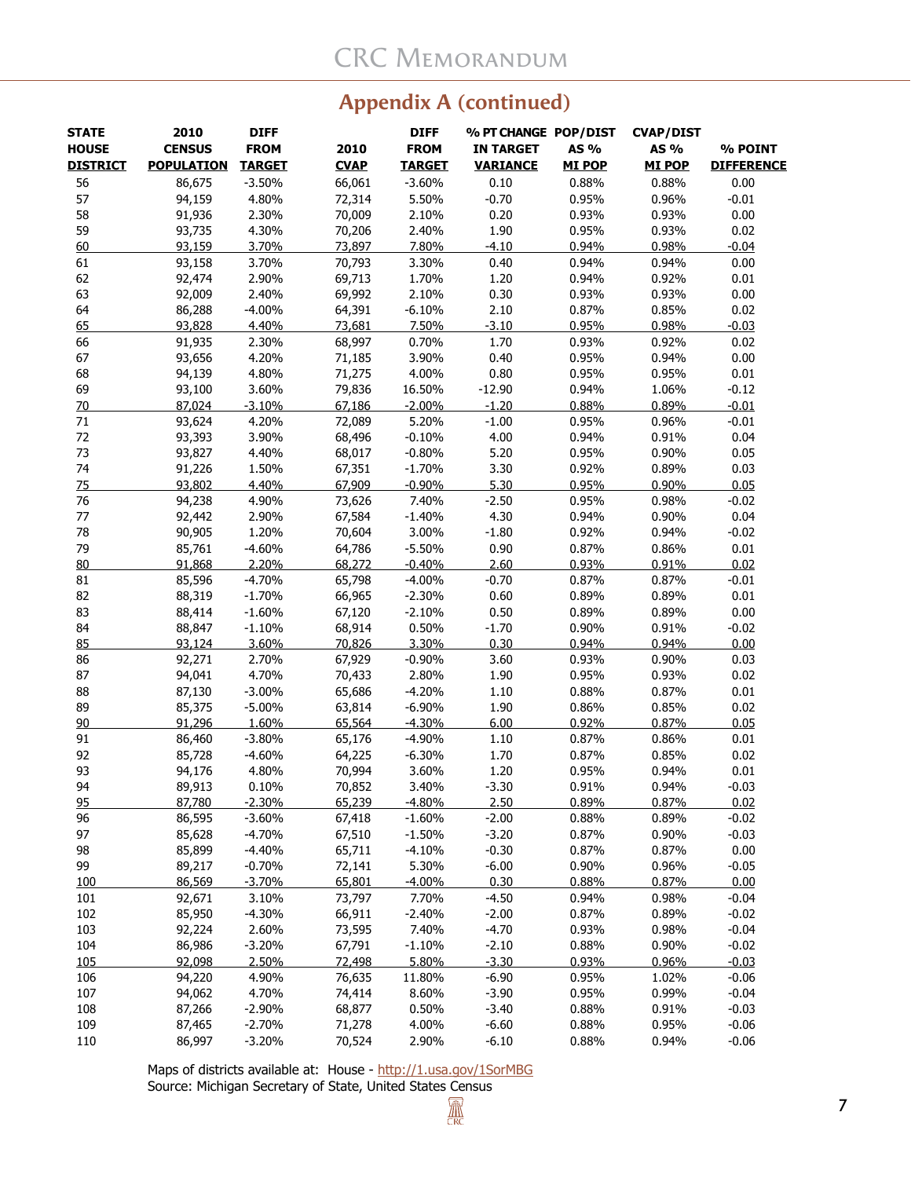## Appendix A (continued)

| STATE HOUSE DISTRICT | 2010 CENSUS POPULATION | DIFF FROM TARGET | 2010 CVAP | DIFF FROM TARGET | % PT CHANGE IN TARGET VARIANCE | POP/DIST AS % MI POP | CVAP/DIST AS % MI POP | % POINT DIFFERENCE |
|---|---|---|---|---|---|---|---|---|
| 56 | 86,675 | -3.50% | 66,061 | -3.60% | 0.10 | 0.88% | 0.88% | 0.00 |
| 57 | 94,159 | 4.80% | 72,314 | 5.50% | -0.70 | 0.95% | 0.96% | -0.01 |
| 58 | 91,936 | 2.30% | 70,009 | 2.10% | 0.20 | 0.93% | 0.93% | 0.00 |
| 59 | 93,735 | 4.30% | 70,206 | 2.40% | 1.90 | 0.95% | 0.93% | 0.02 |
| 60 | 93,159 | 3.70% | 73,897 | 7.80% | -4.10 | 0.94% | 0.98% | -0.04 |
| 61 | 93,158 | 3.70% | 70,793 | 3.30% | 0.40 | 0.94% | 0.94% | 0.00 |
| 62 | 92,474 | 2.90% | 69,713 | 1.70% | 1.20 | 0.94% | 0.92% | 0.01 |
| 63 | 92,009 | 2.40% | 69,992 | 2.10% | 0.30 | 0.93% | 0.93% | 0.00 |
| 64 | 86,288 | -4.00% | 64,391 | -6.10% | 2.10 | 0.87% | 0.85% | 0.02 |
| 65 | 93,828 | 4.40% | 73,681 | 7.50% | -3.10 | 0.95% | 0.98% | -0.03 |
| 66 | 91,935 | 2.30% | 68,997 | 0.70% | 1.70 | 0.93% | 0.92% | 0.02 |
| 67 | 93,656 | 4.20% | 71,185 | 3.90% | 0.40 | 0.95% | 0.94% | 0.00 |
| 68 | 94,139 | 4.80% | 71,275 | 4.00% | 0.80 | 0.95% | 0.95% | 0.01 |
| 69 | 93,100 | 3.60% | 79,836 | 16.50% | -12.90 | 0.94% | 1.06% | -0.12 |
| 70 | 87,024 | -3.10% | 67,186 | -2.00% | -1.20 | 0.88% | 0.89% | -0.01 |
| 71 | 93,624 | 4.20% | 72,089 | 5.20% | -1.00 | 0.95% | 0.96% | -0.01 |
| 72 | 93,393 | 3.90% | 68,496 | -0.10% | 4.00 | 0.94% | 0.91% | 0.04 |
| 73 | 93,827 | 4.40% | 68,017 | -0.80% | 5.20 | 0.95% | 0.90% | 0.05 |
| 74 | 91,226 | 1.50% | 67,351 | -1.70% | 3.30 | 0.92% | 0.89% | 0.03 |
| 75 | 93,802 | 4.40% | 67,909 | -0.90% | 5.30 | 0.95% | 0.90% | 0.05 |
| 76 | 94,238 | 4.90% | 73,626 | 7.40% | -2.50 | 0.95% | 0.98% | -0.02 |
| 77 | 92,442 | 2.90% | 67,584 | -1.40% | 4.30 | 0.94% | 0.90% | 0.04 |
| 78 | 90,905 | 1.20% | 70,604 | 3.00% | -1.80 | 0.92% | 0.94% | -0.02 |
| 79 | 85,761 | -4.60% | 64,786 | -5.50% | 0.90 | 0.87% | 0.86% | 0.01 |
| 80 | 91,868 | 2.20% | 68,272 | -0.40% | 2.60 | 0.93% | 0.91% | 0.02 |
| 81 | 85,596 | -4.70% | 65,798 | -4.00% | -0.70 | 0.87% | 0.87% | -0.01 |
| 82 | 88,319 | -1.70% | 66,965 | -2.30% | 0.60 | 0.89% | 0.89% | 0.01 |
| 83 | 88,414 | -1.60% | 67,120 | -2.10% | 0.50 | 0.89% | 0.89% | 0.00 |
| 84 | 88,847 | -1.10% | 68,914 | 0.50% | -1.70 | 0.90% | 0.91% | -0.02 |
| 85 | 93,124 | 3.60% | 70,826 | 3.30% | 0.30 | 0.94% | 0.94% | 0.00 |
| 86 | 92,271 | 2.70% | 67,929 | -0.90% | 3.60 | 0.93% | 0.90% | 0.03 |
| 87 | 94,041 | 4.70% | 70,433 | 2.80% | 1.90 | 0.95% | 0.93% | 0.02 |
| 88 | 87,130 | -3.00% | 65,686 | -4.20% | 1.10 | 0.88% | 0.87% | 0.01 |
| 89 | 85,375 | -5.00% | 63,814 | -6.90% | 1.90 | 0.86% | 0.85% | 0.02 |
| 90 | 91,296 | 1.60% | 65,564 | -4.30% | 6.00 | 0.92% | 0.87% | 0.05 |
| 91 | 86,460 | -3.80% | 65,176 | -4.90% | 1.10 | 0.87% | 0.86% | 0.01 |
| 92 | 85,728 | -4.60% | 64,225 | -6.30% | 1.70 | 0.87% | 0.85% | 0.02 |
| 93 | 94,176 | 4.80% | 70,994 | 3.60% | 1.20 | 0.95% | 0.94% | 0.01 |
| 94 | 89,913 | 0.10% | 70,852 | 3.40% | -3.30 | 0.91% | 0.94% | -0.03 |
| 95 | 87,780 | -2.30% | 65,239 | -4.80% | 2.50 | 0.89% | 0.87% | 0.02 |
| 96 | 86,595 | -3.60% | 67,418 | -1.60% | -2.00 | 0.88% | 0.89% | -0.02 |
| 97 | 85,628 | -4.70% | 67,510 | -1.50% | -3.20 | 0.87% | 0.90% | -0.03 |
| 98 | 85,899 | -4.40% | 65,711 | -4.10% | -0.30 | 0.87% | 0.87% | 0.00 |
| 99 | 89,217 | -0.70% | 72,141 | 5.30% | -6.00 | 0.90% | 0.96% | -0.05 |
| 100 | 86,569 | -3.70% | 65,801 | -4.00% | 0.30 | 0.88% | 0.87% | 0.00 |
| 101 | 92,671 | 3.10% | 73,797 | 7.70% | -4.50 | 0.94% | 0.98% | -0.04 |
| 102 | 85,950 | -4.30% | 66,911 | -2.40% | -2.00 | 0.87% | 0.89% | -0.02 |
| 103 | 92,224 | 2.60% | 73,595 | 7.40% | -4.70 | 0.93% | 0.98% | -0.04 |
| 104 | 86,986 | -3.20% | 67,791 | -1.10% | -2.10 | 0.88% | 0.90% | -0.02 |
| 105 | 92,098 | 2.50% | 72,498 | 5.80% | -3.30 | 0.93% | 0.96% | -0.03 |
| 106 | 94,220 | 4.90% | 76,635 | 11.80% | -6.90 | 0.95% | 1.02% | -0.06 |
| 107 | 94,062 | 4.70% | 74,414 | 8.60% | -3.90 | 0.95% | 0.99% | -0.04 |
| 108 | 87,266 | -2.90% | 68,877 | 0.50% | -3.40 | 0.88% | 0.91% | -0.03 |
| 109 | 87,465 | -2.70% | 71,278 | 4.00% | -6.60 | 0.88% | 0.95% | -0.06 |
| 110 | 86,997 | -3.20% | 70,524 | 2.90% | -6.10 | 0.88% | 0.94% | -0.06 |

Maps of districts available at: House - http://1.usa.gov/1SorMBG
Source: Michigan Secretary of State, United States Census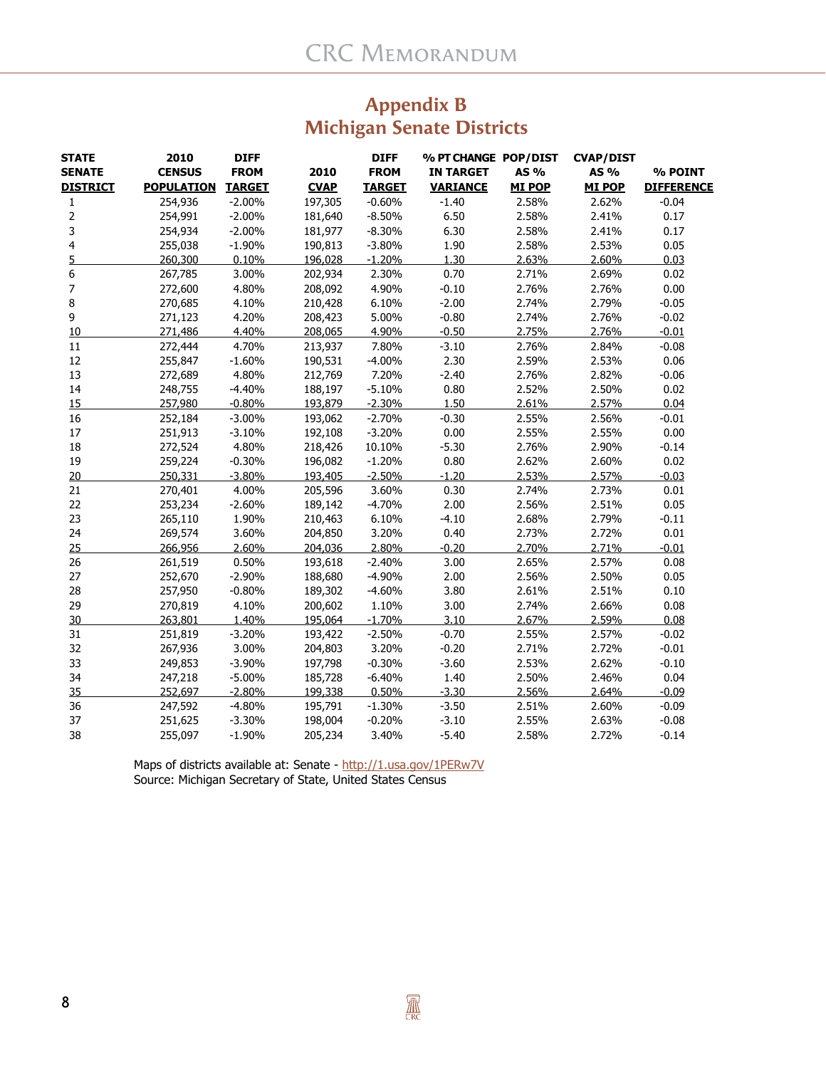## Appendix B
## Michigan Senate Districts

| STATE SENATE DISTRICT | 2010 CENSUS POPULATION | DIFF FROM TARGET | 2010 CVAP | DIFF FROM TARGET | % PT CHANGE IN TARGET VARIANCE | POP/DIST AS % MI POP | CVAP/DIST AS % MI POP | % POINT DIFFERENCE |
|---|---|---|---|---|---|---|---|---|
| 1 | 254,936 | -2.00% | 197,305 | -0.60% | -1.40 | 2.58% | 2.62% | -0.04 |
| 2 | 254,991 | -2.00% | 181,640 | -8.50% | 6.50 | 2.58% | 2.41% | 0.17 |
| 3 | 254,934 | -2.00% | 181,977 | -8.30% | 6.30 | 2.58% | 2.41% | 0.17 |
| 4 | 255,038 | -1.90% | 190,813 | -3.80% | 1.90 | 2.58% | 2.53% | 0.05 |
| 5 | 260,300 | 0.10% | 196,028 | -1.20% | 1.30 | 2.63% | 2.60% | 0.03 |
| 6 | 267,785 | 3.00% | 202,934 | 2.30% | 0.70 | 2.71% | 2.69% | 0.02 |
| 7 | 272,600 | 4.80% | 208,092 | 4.90% | -0.10 | 2.76% | 2.76% | 0.00 |
| 8 | 270,685 | 4.10% | 210,428 | 6.10% | -2.00 | 2.74% | 2.79% | -0.05 |
| 9 | 271,123 | 4.20% | 208,423 | 5.00% | -0.80 | 2.74% | 2.76% | -0.02 |
| 10 | 271,486 | 4.40% | 208,065 | 4.90% | -0.50 | 2.75% | 2.76% | -0.01 |
| 11 | 272,444 | 4.70% | 213,937 | 7.80% | -3.10 | 2.76% | 2.84% | -0.08 |
| 12 | 255,847 | -1.60% | 190,531 | -4.00% | 2.30 | 2.59% | 2.53% | 0.06 |
| 13 | 272,689 | 4.80% | 212,769 | 7.20% | -2.40 | 2.76% | 2.82% | -0.06 |
| 14 | 248,755 | -4.40% | 188,197 | -5.10% | 0.80 | 2.52% | 2.50% | 0.02 |
| 15 | 257,980 | -0.80% | 193,879 | -2.30% | 1.50 | 2.61% | 2.57% | 0.04 |
| 16 | 252,184 | -3.00% | 193,062 | -2.70% | -0.30 | 2.55% | 2.56% | -0.01 |
| 17 | 251,913 | -3.10% | 192,108 | -3.20% | 0.00 | 2.55% | 2.55% | 0.00 |
| 18 | 272,524 | 4.80% | 218,426 | 10.10% | -5.30 | 2.76% | 2.90% | -0.14 |
| 19 | 259,224 | -0.30% | 196,082 | -1.20% | 0.80 | 2.62% | 2.60% | 0.02 |
| 20 | 250,331 | -3.80% | 193,405 | -2.50% | -1.20 | 2.53% | 2.57% | -0.03 |
| 21 | 270,401 | 4.00% | 205,596 | 3.60% | 0.30 | 2.74% | 2.73% | 0.01 |
| 22 | 253,234 | -2.60% | 189,142 | -4.70% | 2.00 | 2.56% | 2.51% | 0.05 |
| 23 | 265,110 | 1.90% | 210,463 | 6.10% | -4.10 | 2.68% | 2.79% | -0.11 |
| 24 | 269,574 | 3.60% | 204,850 | 3.20% | 0.40 | 2.73% | 2.72% | 0.01 |
| 25 | 266,956 | 2.60% | 204,036 | 2.80% | -0.20 | 2.70% | 2.71% | -0.01 |
| 26 | 261,519 | 0.50% | 193,618 | -2.40% | 3.00 | 2.65% | 2.57% | 0.08 |
| 27 | 252,670 | -2.90% | 188,680 | -4.90% | 2.00 | 2.56% | 2.50% | 0.05 |
| 28 | 257,950 | -0.80% | 189,302 | -4.60% | 3.80 | 2.61% | 2.51% | 0.10 |
| 29 | 270,819 | 4.10% | 200,602 | 1.10% | 3.00 | 2.74% | 2.66% | 0.08 |
| 30 | 263,801 | 1.40% | 195,064 | -1.70% | 3.10 | 2.67% | 2.59% | 0.08 |
| 31 | 251,819 | -3.20% | 193,422 | -2.50% | -0.70 | 2.55% | 2.57% | -0.02 |
| 32 | 267,936 | 3.00% | 204,803 | 3.20% | -0.20 | 2.71% | 2.72% | -0.01 |
| 33 | 249,853 | -3.90% | 197,798 | -0.30% | -3.60 | 2.53% | 2.62% | -0.10 |
| 34 | 247,218 | -5.00% | 185,728 | -6.40% | 1.40 | 2.50% | 2.46% | 0.04 |
| 35 | 252,697 | -2.80% | 199,338 | 0.50% | -3.30 | 2.56% | 2.64% | -0.09 |
| 36 | 247,592 | -4.80% | 195,791 | -1.30% | -3.50 | 2.51% | 2.60% | -0.09 |
| 37 | 251,625 | -3.30% | 198,004 | -0.20% | -3.10 | 2.55% | 2.63% | -0.08 |
| 38 | 255,097 | -1.90% | 205,234 | 3.40% | -5.40 | 2.58% | 2.72% | -0.14 |

Maps of districts available at: Senate - http://1.usa.gov/1PERw7V
Source: Michigan Secretary of State, United States Census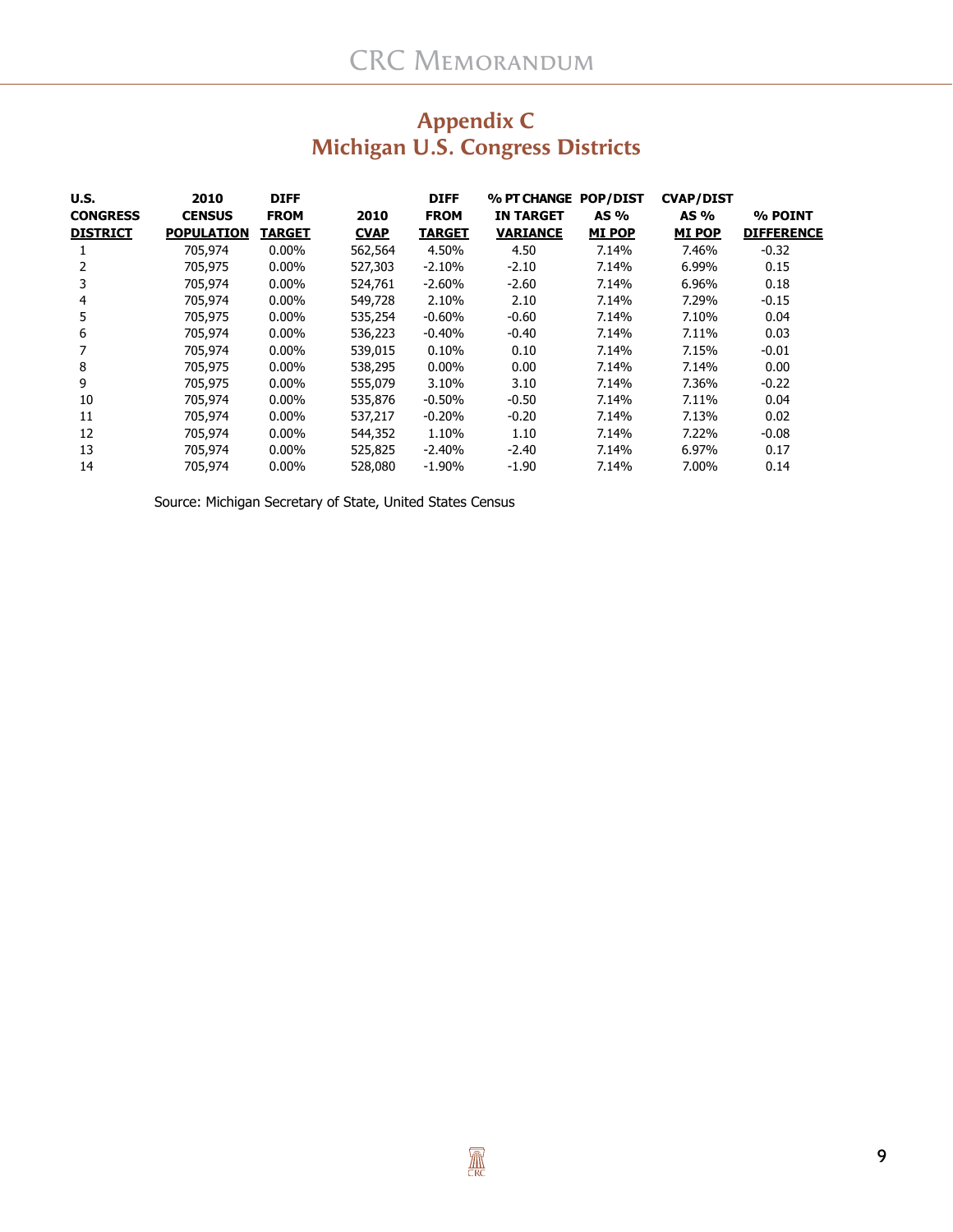# Appendix C
## Michigan U.S. Congress Districts

| U.S. CONGRESS DISTRICT | 2010 CENSUS POPULATION | DIFF FROM TARGET | 2010 CVAP | DIFF FROM TARGET | % PT CHANGE IN TARGET VARIANCE | POP/DIST AS % MI POP | CVAP/DIST AS % MI POP | % POINT DIFFERENCE |
|---|---|---|---|---|---|---|---|---|
| 1 | 705,974 | 0.00% | 562,564 | 4.50% | 4.50 | 7.14% | 7.46% | -0.32 |
| 2 | 705,975 | 0.00% | 527,303 | -2.10% | -2.10 | 7.14% | 6.99% | 0.15 |
| 3 | 705,974 | 0.00% | 524,761 | -2.60% | -2.60 | 7.14% | 6.96% | 0.18 |
| 4 | 705,974 | 0.00% | 549,728 | 2.10% | 2.10 | 7.14% | 7.29% | -0.15 |
| 5 | 705,975 | 0.00% | 535,254 | -0.60% | -0.60 | 7.14% | 7.10% | 0.04 |
| 6 | 705,974 | 0.00% | 536,223 | -0.40% | -0.40 | 7.14% | 7.11% | 0.03 |
| 7 | 705,974 | 0.00% | 539,015 | 0.10% | 0.10 | 7.14% | 7.15% | -0.01 |
| 8 | 705,975 | 0.00% | 538,295 | 0.00% | 0.00 | 7.14% | 7.14% | 0.00 |
| 9 | 705,975 | 0.00% | 555,079 | 3.10% | 3.10 | 7.14% | 7.36% | -0.22 |
| 10 | 705,974 | 0.00% | 535,876 | -0.50% | -0.50 | 7.14% | 7.11% | 0.04 |
| 11 | 705,974 | 0.00% | 537,217 | -0.20% | -0.20 | 7.14% | 7.13% | 0.02 |
| 12 | 705,974 | 0.00% | 544,352 | 1.10% | 1.10 | 7.14% | 7.22% | -0.08 |
| 13 | 705,974 | 0.00% | 525,825 | -2.40% | -2.40 | 7.14% | 6.97% | 0.17 |
| 14 | 705,974 | 0.00% | 528,080 | -1.90% | -1.90 | 7.14% | 7.00% | 0.14 |

Source: Michigan Secretary of State, United States Census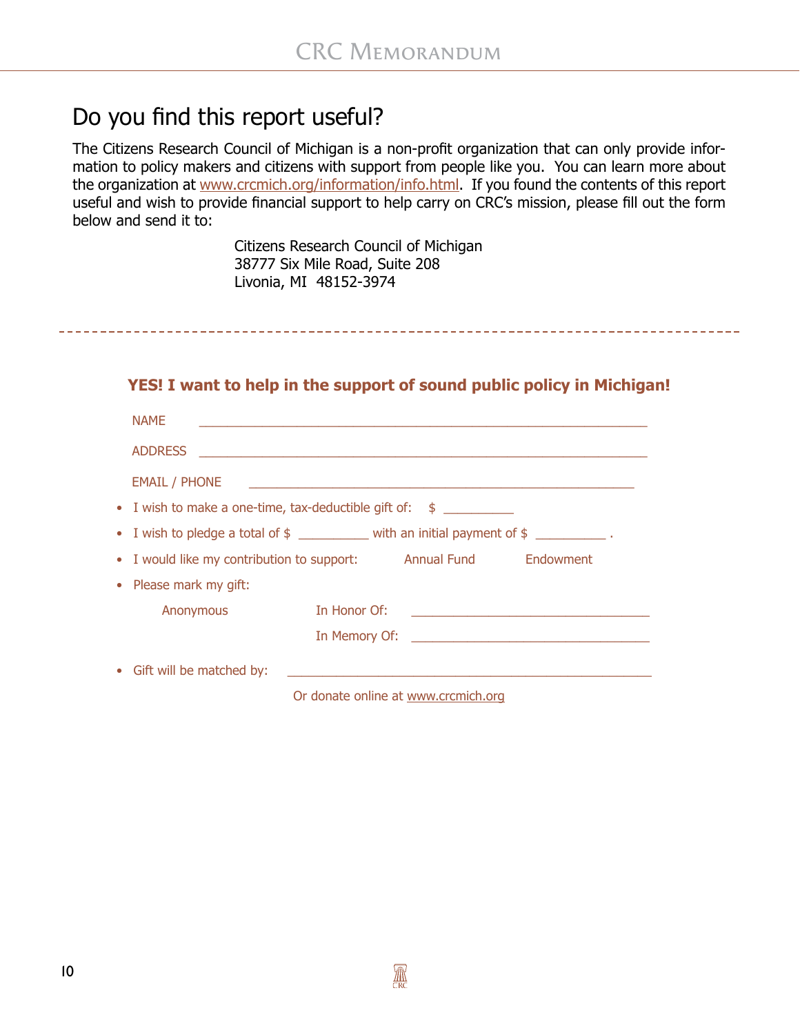# Do you find this report useful?

The Citizens Research Council of Michigan is a non-profit organization that can only provide information to policy makers and citizens with support from people like you. You can learn more about the organization at www.crcmich.org/information/info.html. If you found the contents of this report useful and wish to provide financial support to help carry on CRC's mission, please fill out the form below and send it to:

Citizens Research Council of Michigan
38777 Six Mile Road, Suite 208
Livonia, MI 48152-3974

---

**YES! I want to help in the support of sound public policy in Michigan!**

NAME ____________________________________________

ADDRESS ____________________________________________

EMAIL / PHONE ____________________________________________

- I wish to make a one-time, tax-deductible gift of: $ __________
- I wish to pledge a total of $ __________ with an initial payment of $ __________ .
- I would like my contribution to support: Annual Fund Endowment
- Please mark my gift:

  Anonymous  In Honor Of: ______________________________

  In Memory Of: ______________________________

- Gift will be matched by: ____________________________________________

Or donate online at www.crcmich.org